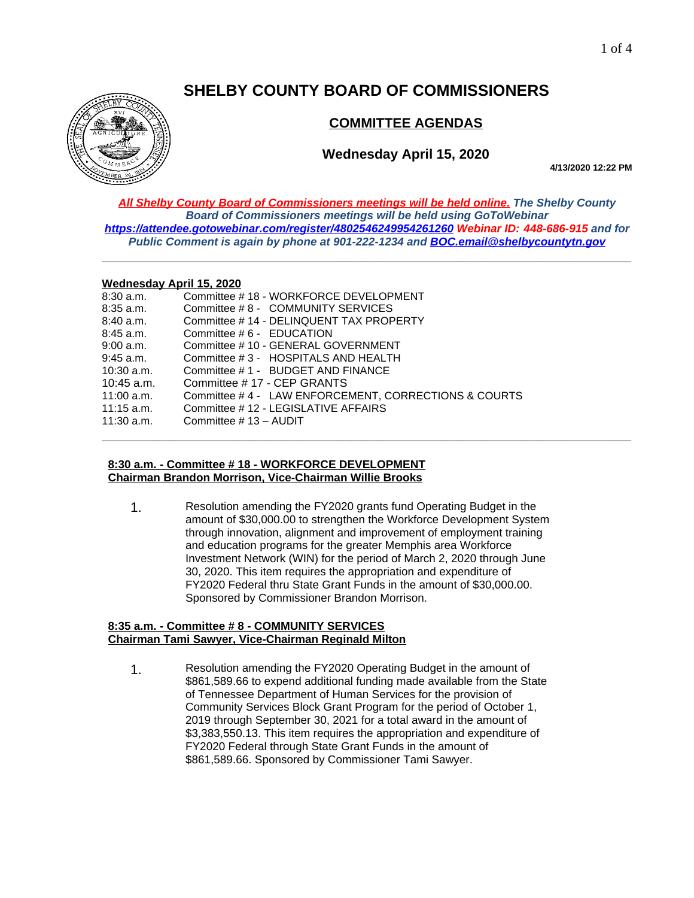# SHELBY COUNTY BOARD OF COMMISSIONERS

## COMMITTEE AGENDAS

### Wednesday April 15, 2020

**4/13/2020 12:22 PM**

***All Shelby County Board of Commissioners meetings will be held online.* The Shelby County Board of Commissioners meetings will be held using GoToWebinar *https://attendee.gotowebinar.com/register/4802546249954261260* Webinar ID: 448-686-915 and for Public Comment is again by phone at 901-222-1234 and *BOC.email@shelbycountytn.gov***

---

**Wednesday April 15, 2020**

| | |
|---|---|
| 8:30 a.m. | Committee # 18 - WORKFORCE DEVELOPMENT |
| 8:35 a.m. | Committee # 8 - COMMUNITY SERVICES |
| 8:40 a.m. | Committee # 14 - DELINQUENT TAX PROPERTY |
| 8:45 a.m. | Committee # 6 - EDUCATION |
| 9:00 a.m. | Committee # 10 - GENERAL GOVERNMENT |
| 9:45 a.m. | Committee # 3 - HOSPITALS AND HEALTH |
| 10:30 a.m. | Committee # 1 - BUDGET AND FINANCE |
| 10:45 a.m. | Committee # 17 - CEP GRANTS |
| 11:00 a.m. | Committee # 4 - LAW ENFORCEMENT, CORRECTIONS & COURTS |
| 11:15 a.m. | Committee # 12 - LEGISLATIVE AFFAIRS |
| 11:30 a.m. | Committee # 13 – AUDIT |

---

**8:30 a.m. - Committee # 18 - WORKFORCE DEVELOPMENT**
**Chairman Brandon Morrison, Vice-Chairman Willie Brooks**

1. Resolution amending the FY2020 grants fund Operating Budget in the amount of $30,000.00 to strengthen the Workforce Development System through innovation, alignment and improvement of employment training and education programs for the greater Memphis area Workforce Investment Network (WIN) for the period of March 2, 2020 through June 30, 2020. This item requires the appropriation and expenditure of FY2020 Federal thru State Grant Funds in the amount of $30,000.00. Sponsored by Commissioner Brandon Morrison.

**8:35 a.m. - Committee # 8 - COMMUNITY SERVICES**
**Chairman Tami Sawyer, Vice-Chairman Reginald Milton**

1. Resolution amending the FY2020 Operating Budget in the amount of $861,589.66 to expend additional funding made available from the State of Tennessee Department of Human Services for the provision of Community Services Block Grant Program for the period of October 1, 2019 through September 30, 2021 for a total award in the amount of $3,383,550.13. This item requires the appropriation and expenditure of FY2020 Federal through State Grant Funds in the amount of $861,589.66. Sponsored by Commissioner Tami Sawyer.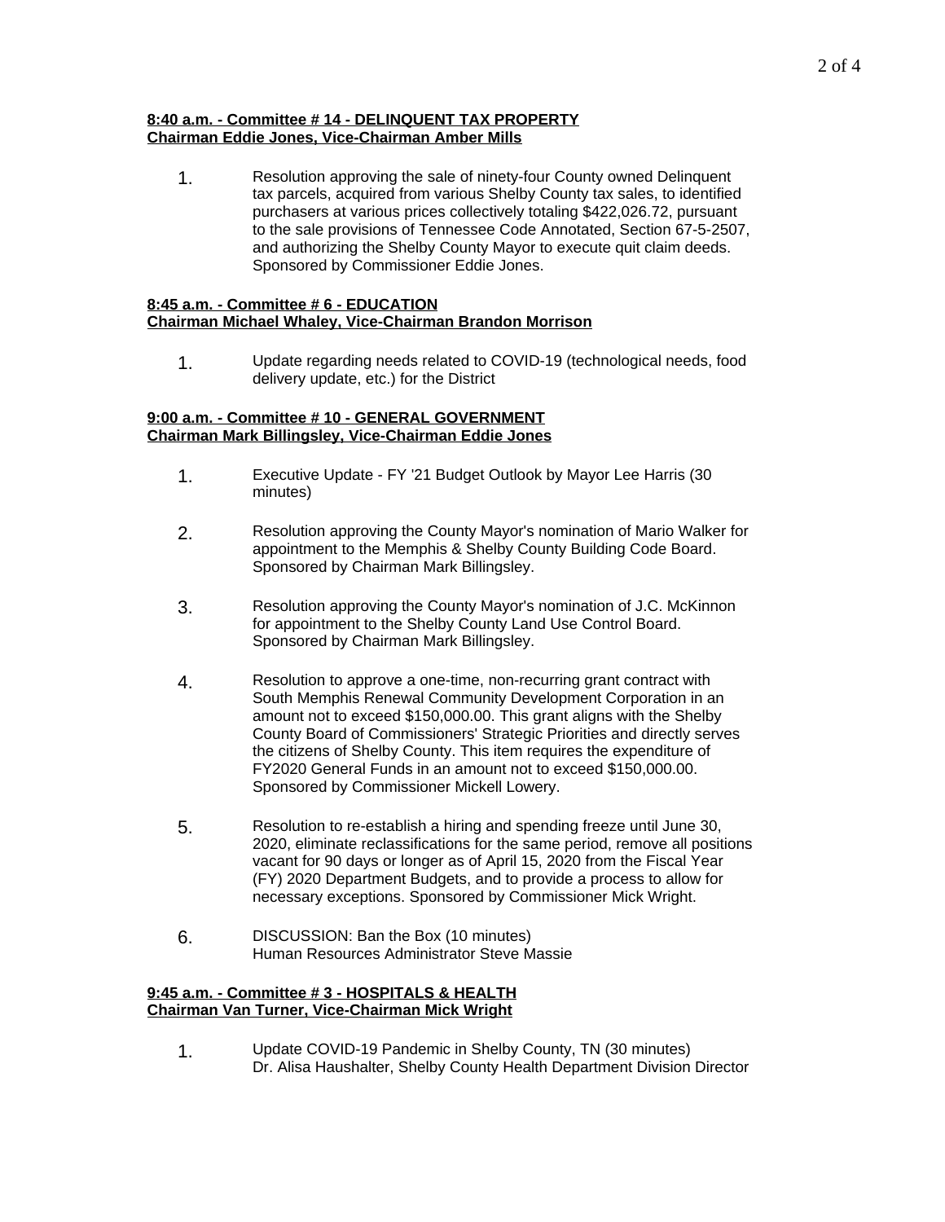**8:40 a.m. - Committee # 14 - DELINQUENT TAX PROPERTY**
**Chairman Eddie Jones, Vice-Chairman Amber Mills**

1. Resolution approving the sale of ninety-four County owned Delinquent tax parcels, acquired from various Shelby County tax sales, to identified purchasers at various prices collectively totaling $422,026.72, pursuant to the sale provisions of Tennessee Code Annotated, Section 67-5-2507, and authorizing the Shelby County Mayor to execute quit claim deeds. Sponsored by Commissioner Eddie Jones.

**8:45 a.m. - Committee # 6 - EDUCATION**
**Chairman Michael Whaley, Vice-Chairman Brandon Morrison**

1. Update regarding needs related to COVID-19 (technological needs, food delivery update, etc.) for the District

**9:00 a.m. - Committee # 10 - GENERAL GOVERNMENT**
**Chairman Mark Billingsley, Vice-Chairman Eddie Jones**

1. Executive Update - FY '21 Budget Outlook by Mayor Lee Harris (30 minutes)

2. Resolution approving the County Mayor's nomination of Mario Walker for appointment to the Memphis & Shelby County Building Code Board. Sponsored by Chairman Mark Billingsley.

3. Resolution approving the County Mayor's nomination of J.C. McKinnon for appointment to the Shelby County Land Use Control Board. Sponsored by Chairman Mark Billingsley.

4. Resolution to approve a one-time, non-recurring grant contract with South Memphis Renewal Community Development Corporation in an amount not to exceed $150,000.00. This grant aligns with the Shelby County Board of Commissioners' Strategic Priorities and directly serves the citizens of Shelby County. This item requires the expenditure of FY2020 General Funds in an amount not to exceed $150,000.00. Sponsored by Commissioner Mickell Lowery.

5. Resolution to re-establish a hiring and spending freeze until June 30, 2020, eliminate reclassifications for the same period, remove all positions vacant for 90 days or longer as of April 15, 2020 from the Fiscal Year (FY) 2020 Department Budgets, and to provide a process to allow for necessary exceptions. Sponsored by Commissioner Mick Wright.

6. DISCUSSION: Ban the Box (10 minutes)
   Human Resources Administrator Steve Massie

**9:45 a.m. - Committee # 3 - HOSPITALS & HEALTH**
**Chairman Van Turner, Vice-Chairman Mick Wright**

1. Update COVID-19 Pandemic in Shelby County, TN (30 minutes)
   Dr. Alisa Haushalter, Shelby County Health Department Division Director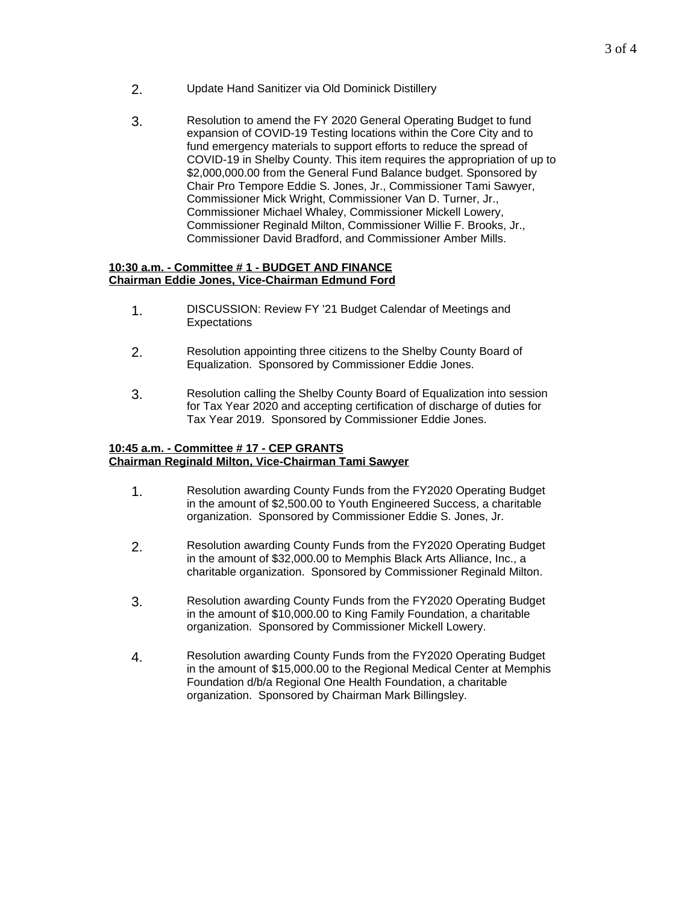2. Update Hand Sanitizer via Old Dominick Distillery

3. Resolution to amend the FY 2020 General Operating Budget to fund expansion of COVID-19 Testing locations within the Core City and to fund emergency materials to support efforts to reduce the spread of COVID-19 in Shelby County. This item requires the appropriation of up to $2,000,000.00 from the General Fund Balance budget. Sponsored by Chair Pro Tempore Eddie S. Jones, Jr., Commissioner Tami Sawyer, Commissioner Mick Wright, Commissioner Van D. Turner, Jr., Commissioner Michael Whaley, Commissioner Mickell Lowery, Commissioner Reginald Milton, Commissioner Willie F. Brooks, Jr., Commissioner David Bradford, and Commissioner Amber Mills.

**10:30 a.m. - Committee # 1 - BUDGET AND FINANCE**
**Chairman Eddie Jones, Vice-Chairman Edmund Ford**

1. DISCUSSION: Review FY '21 Budget Calendar of Meetings and Expectations

2. Resolution appointing three citizens to the Shelby County Board of Equalization. Sponsored by Commissioner Eddie Jones.

3. Resolution calling the Shelby County Board of Equalization into session for Tax Year 2020 and accepting certification of discharge of duties for Tax Year 2019. Sponsored by Commissioner Eddie Jones.

**10:45 a.m. - Committee # 17 - CEP GRANTS**
**Chairman Reginald Milton, Vice-Chairman Tami Sawyer**

1. Resolution awarding County Funds from the FY2020 Operating Budget in the amount of $2,500.00 to Youth Engineered Success, a charitable organization. Sponsored by Commissioner Eddie S. Jones, Jr.

2. Resolution awarding County Funds from the FY2020 Operating Budget in the amount of $32,000.00 to Memphis Black Arts Alliance, Inc., a charitable organization. Sponsored by Commissioner Reginald Milton.

3. Resolution awarding County Funds from the FY2020 Operating Budget in the amount of $10,000.00 to King Family Foundation, a charitable organization. Sponsored by Commissioner Mickell Lowery.

4. Resolution awarding County Funds from the FY2020 Operating Budget in the amount of $15,000.00 to the Regional Medical Center at Memphis Foundation d/b/a Regional One Health Foundation, a charitable organization. Sponsored by Chairman Mark Billingsley.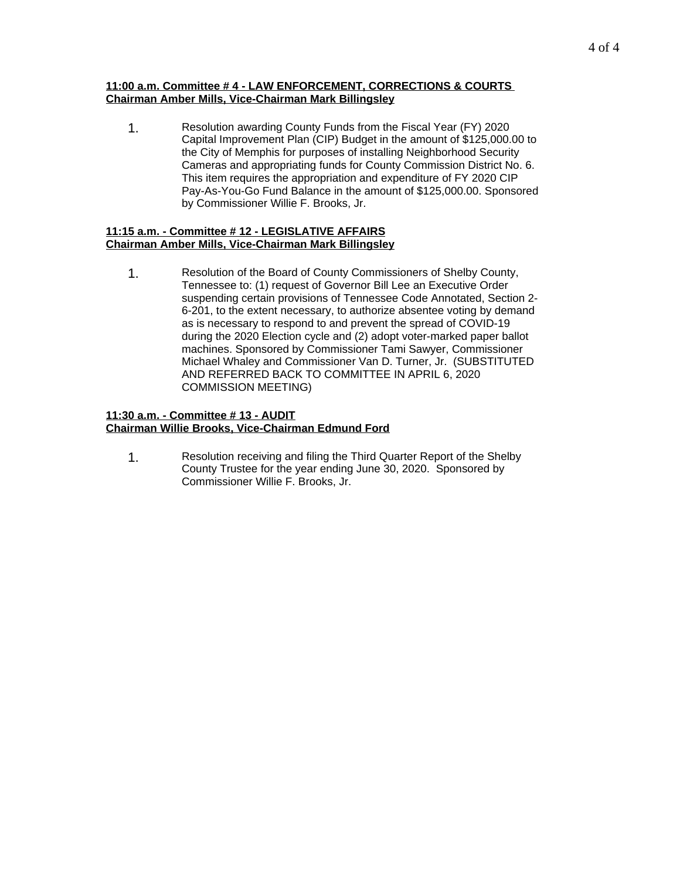**11:00 a.m. Committee # 4 - LAW ENFORCEMENT, CORRECTIONS & COURTS**
**Chairman Amber Mills, Vice-Chairman Mark Billingsley**

1. Resolution awarding County Funds from the Fiscal Year (FY) 2020 Capital Improvement Plan (CIP) Budget in the amount of $125,000.00 to the City of Memphis for purposes of installing Neighborhood Security Cameras and appropriating funds for County Commission District No. 6. This item requires the appropriation and expenditure of FY 2020 CIP Pay-As-You-Go Fund Balance in the amount of $125,000.00. Sponsored by Commissioner Willie F. Brooks, Jr.

**11:15 a.m. - Committee # 12 - LEGISLATIVE AFFAIRS**
**Chairman Amber Mills, Vice-Chairman Mark Billingsley**

1. Resolution of the Board of County Commissioners of Shelby County, Tennessee to: (1) request of Governor Bill Lee an Executive Order suspending certain provisions of Tennessee Code Annotated, Section 2-6-201, to the extent necessary, to authorize absentee voting by demand as is necessary to respond to and prevent the spread of COVID-19 during the 2020 Election cycle and (2) adopt voter-marked paper ballot machines. Sponsored by Commissioner Tami Sawyer, Commissioner Michael Whaley and Commissioner Van D. Turner, Jr. (SUBSTITUTED AND REFERRED BACK TO COMMITTEE IN APRIL 6, 2020 COMMISSION MEETING)

**11:30 a.m. - Committee # 13 - AUDIT**
**Chairman Willie Brooks, Vice-Chairman Edmund Ford**

1. Resolution receiving and filing the Third Quarter Report of the Shelby County Trustee for the year ending June 30, 2020. Sponsored by Commissioner Willie F. Brooks, Jr.